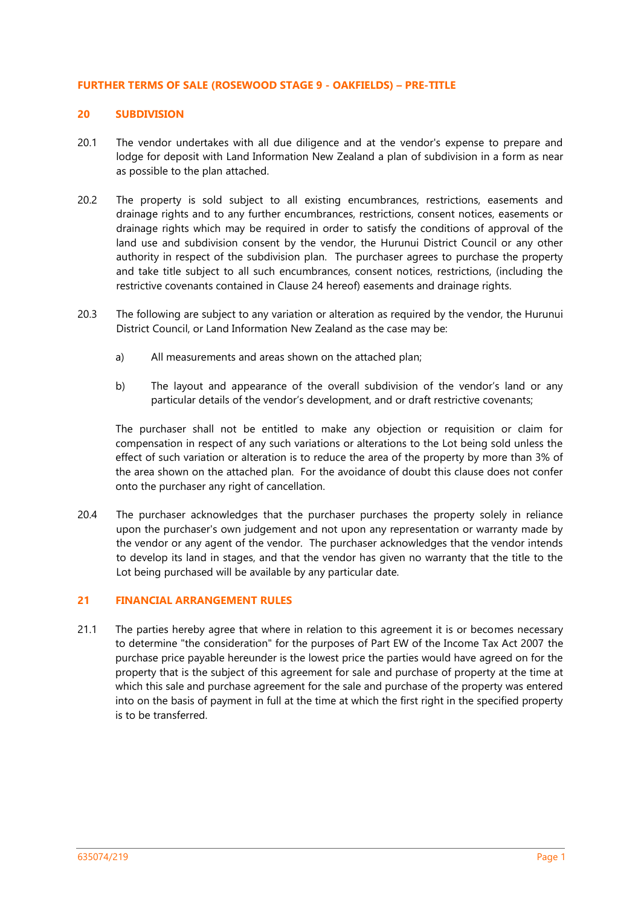## FURTHER TERMS OF SALE (ROSEWOOD STAGE 9 - OAKFIELDS) – PRE-TITLE

### 20 SUBDIVISION

20.1 The vendor undertakes with all due diligence and at the vendor's expense to prepare and lodge for deposit with Land Information New Zealand a plan of subdivision in a form as near as possible to the plan attached.

20.2 The property is sold subject to all existing encumbrances, restrictions, easements and drainage rights and to any further encumbrances, restrictions, consent notices, easements or drainage rights which may be required in order to satisfy the conditions of approval of the land use and subdivision consent by the vendor, the Hurunui District Council or any other authority in respect of the subdivision plan. The purchaser agrees to purchase the property and take title subject to all such encumbrances, consent notices, restrictions, (including the restrictive covenants contained in Clause 24 hereof) easements and drainage rights.

20.3 The following are subject to any variation or alteration as required by the vendor, the Hurunui District Council, or Land Information New Zealand as the case may be:

a) All measurements and areas shown on the attached plan;

b) The layout and appearance of the overall subdivision of the vendor's land or any particular details of the vendor's development, and or draft restrictive covenants;

The purchaser shall not be entitled to make any objection or requisition or claim for compensation in respect of any such variations or alterations to the Lot being sold unless the effect of such variation or alteration is to reduce the area of the property by more than 3% of the area shown on the attached plan. For the avoidance of doubt this clause does not confer onto the purchaser any right of cancellation.

20.4 The purchaser acknowledges that the purchaser purchases the property solely in reliance upon the purchaser's own judgement and not upon any representation or warranty made by the vendor or any agent of the vendor. The purchaser acknowledges that the vendor intends to develop its land in stages, and that the vendor has given no warranty that the title to the Lot being purchased will be available by any particular date.

### 21 FINANCIAL ARRANGEMENT RULES

21.1 The parties hereby agree that where in relation to this agreement it is or becomes necessary to determine "the consideration" for the purposes of Part EW of the Income Tax Act 2007 the purchase price payable hereunder is the lowest price the parties would have agreed on for the property that is the subject of this agreement for sale and purchase of property at the time at which this sale and purchase agreement for the sale and purchase of the property was entered into on the basis of payment in full at the time at which the first right in the specified property is to be transferred.

635074/219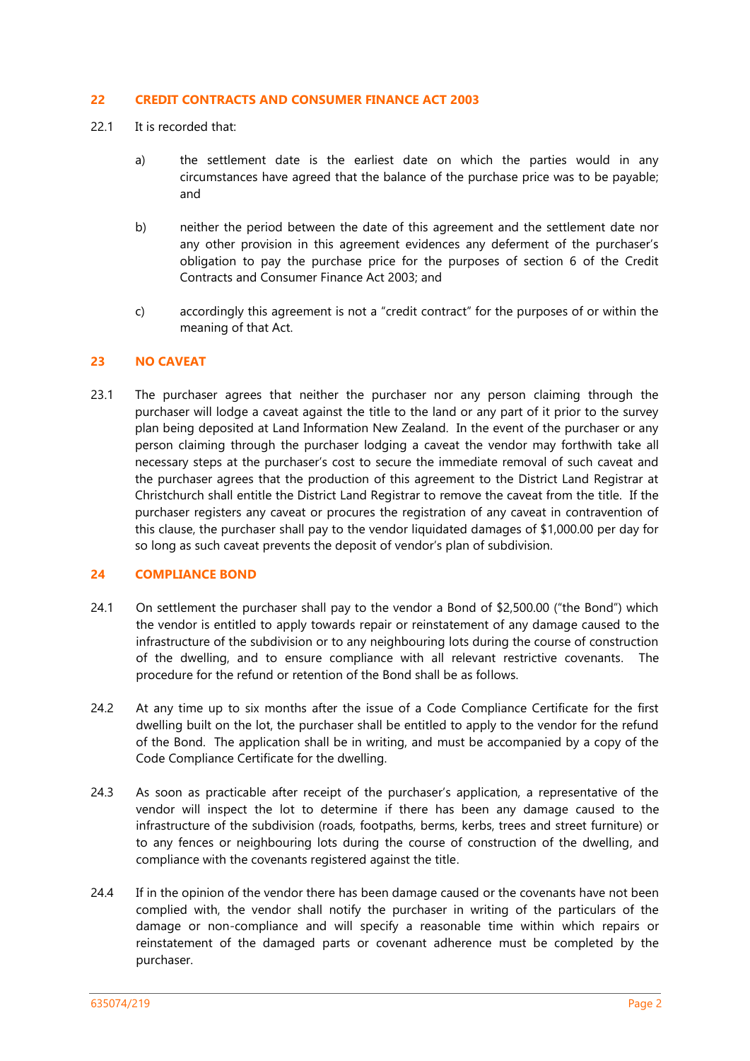## 22 CREDIT CONTRACTS AND CONSUMER FINANCE ACT 2003

22.1 It is recorded that:

a) the settlement date is the earliest date on which the parties would in any circumstances have agreed that the balance of the purchase price was to be payable; and

b) neither the period between the date of this agreement and the settlement date nor any other provision in this agreement evidences any deferment of the purchaser's obligation to pay the purchase price for the purposes of section 6 of the Credit Contracts and Consumer Finance Act 2003; and

c) accordingly this agreement is not a "credit contract" for the purposes of or within the meaning of that Act.

## 23 NO CAVEAT

23.1 The purchaser agrees that neither the purchaser nor any person claiming through the purchaser will lodge a caveat against the title to the land or any part of it prior to the survey plan being deposited at Land Information New Zealand. In the event of the purchaser or any person claiming through the purchaser lodging a caveat the vendor may forthwith take all necessary steps at the purchaser's cost to secure the immediate removal of such caveat and the purchaser agrees that the production of this agreement to the District Land Registrar at Christchurch shall entitle the District Land Registrar to remove the caveat from the title. If the purchaser registers any caveat or procures the registration of any caveat in contravention of this clause, the purchaser shall pay to the vendor liquidated damages of $1,000.00 per day for so long as such caveat prevents the deposit of vendor's plan of subdivision.

## 24 COMPLIANCE BOND

24.1 On settlement the purchaser shall pay to the vendor a Bond of $2,500.00 ("the Bond") which the vendor is entitled to apply towards repair or reinstatement of any damage caused to the infrastructure of the subdivision or to any neighbouring lots during the course of construction of the dwelling, and to ensure compliance with all relevant restrictive covenants. The procedure for the refund or retention of the Bond shall be as follows.

24.2 At any time up to six months after the issue of a Code Compliance Certificate for the first dwelling built on the lot, the purchaser shall be entitled to apply to the vendor for the refund of the Bond. The application shall be in writing, and must be accompanied by a copy of the Code Compliance Certificate for the dwelling.

24.3 As soon as practicable after receipt of the purchaser's application, a representative of the vendor will inspect the lot to determine if there has been any damage caused to the infrastructure of the subdivision (roads, footpaths, berms, kerbs, trees and street furniture) or to any fences or neighbouring lots during the course of construction of the dwelling, and compliance with the covenants registered against the title.

24.4 If in the opinion of the vendor there has been damage caused or the covenants have not been complied with, the vendor shall notify the purchaser in writing of the particulars of the damage or non-compliance and will specify a reasonable time within which repairs or reinstatement of the damaged parts or covenant adherence must be completed by the purchaser.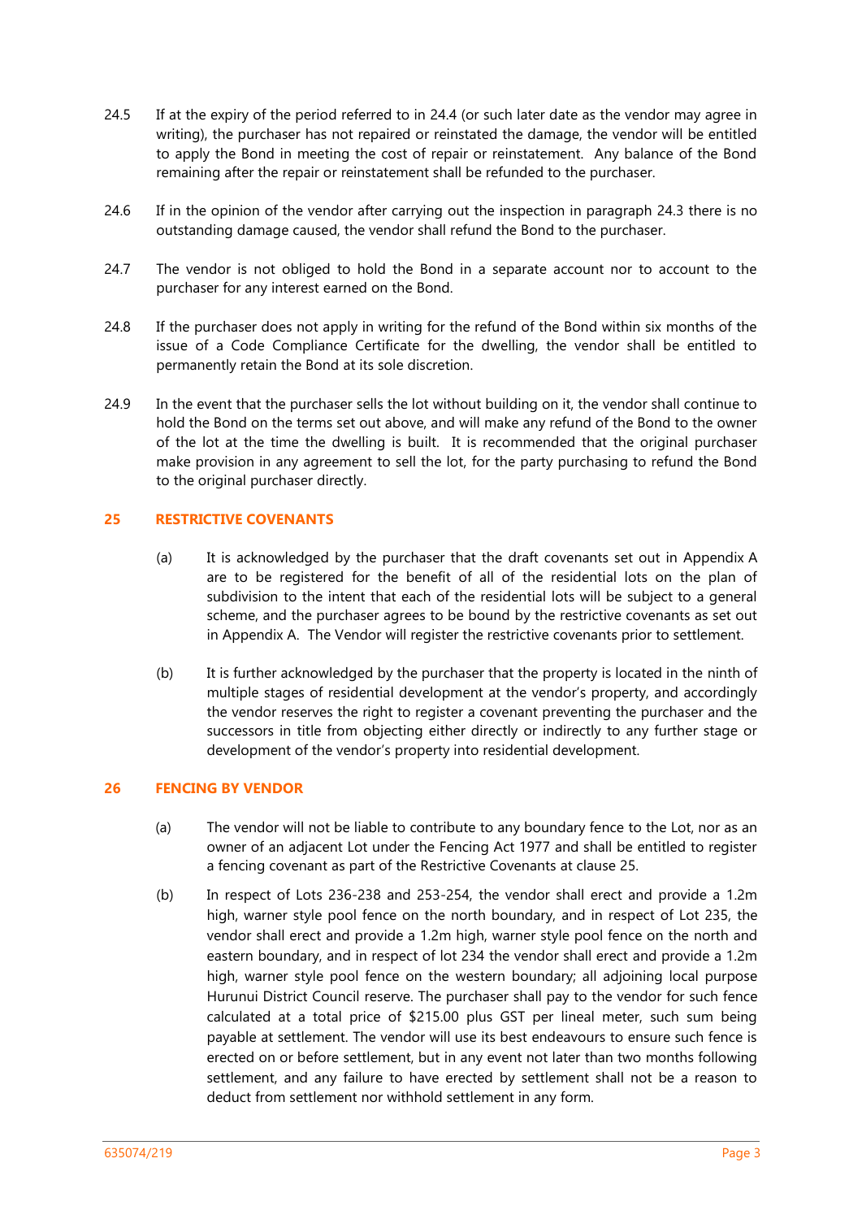24.5 If at the expiry of the period referred to in 24.4 (or such later date as the vendor may agree in writing), the purchaser has not repaired or reinstated the damage, the vendor will be entitled to apply the Bond in meeting the cost of repair or reinstatement. Any balance of the Bond remaining after the repair or reinstatement shall be refunded to the purchaser.

24.6 If in the opinion of the vendor after carrying out the inspection in paragraph 24.3 there is no outstanding damage caused, the vendor shall refund the Bond to the purchaser.

24.7 The vendor is not obliged to hold the Bond in a separate account nor to account to the purchaser for any interest earned on the Bond.

24.8 If the purchaser does not apply in writing for the refund of the Bond within six months of the issue of a Code Compliance Certificate for the dwelling, the vendor shall be entitled to permanently retain the Bond at its sole discretion.

24.9 In the event that the purchaser sells the lot without building on it, the vendor shall continue to hold the Bond on the terms set out above, and will make any refund of the Bond to the owner of the lot at the time the dwelling is built. It is recommended that the original purchaser make provision in any agreement to sell the lot, for the party purchasing to refund the Bond to the original purchaser directly.

## 25 RESTRICTIVE COVENANTS

(a) It is acknowledged by the purchaser that the draft covenants set out in Appendix A are to be registered for the benefit of all of the residential lots on the plan of subdivision to the intent that each of the residential lots will be subject to a general scheme, and the purchaser agrees to be bound by the restrictive covenants as set out in Appendix A. The Vendor will register the restrictive covenants prior to settlement.

(b) It is further acknowledged by the purchaser that the property is located in the ninth of multiple stages of residential development at the vendor's property, and accordingly the vendor reserves the right to register a covenant preventing the purchaser and the successors in title from objecting either directly or indirectly to any further stage or development of the vendor's property into residential development.

## 26 FENCING BY VENDOR

(a) The vendor will not be liable to contribute to any boundary fence to the Lot, nor as an owner of an adjacent Lot under the Fencing Act 1977 and shall be entitled to register a fencing covenant as part of the Restrictive Covenants at clause 25.

(b) In respect of Lots 236-238 and 253-254, the vendor shall erect and provide a 1.2m high, warner style pool fence on the north boundary, and in respect of Lot 235, the vendor shall erect and provide a 1.2m high, warner style pool fence on the north and eastern boundary, and in respect of lot 234 the vendor shall erect and provide a 1.2m high, warner style pool fence on the western boundary; all adjoining local purpose Hurunui District Council reserve. The purchaser shall pay to the vendor for such fence calculated at a total price of $215.00 plus GST per lineal meter, such sum being payable at settlement. The vendor will use its best endeavours to ensure such fence is erected on or before settlement, but in any event not later than two months following settlement, and any failure to have erected by settlement shall not be a reason to deduct from settlement nor withhold settlement in any form.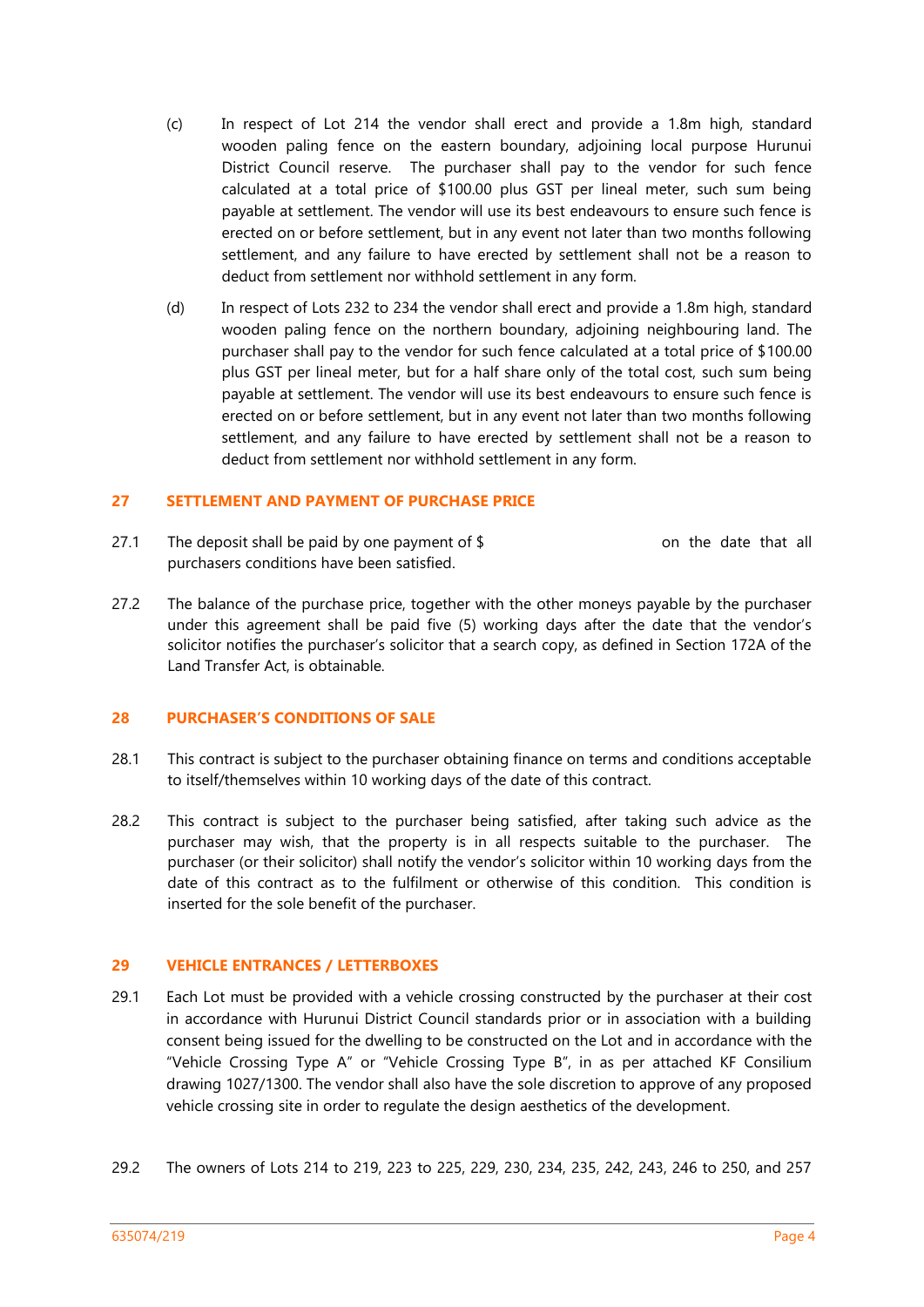(c) In respect of Lot 214 the vendor shall erect and provide a 1.8m high, standard wooden paling fence on the eastern boundary, adjoining local purpose Hurunui District Council reserve. The purchaser shall pay to the vendor for such fence calculated at a total price of $100.00 plus GST per lineal meter, such sum being payable at settlement. The vendor will use its best endeavours to ensure such fence is erected on or before settlement, but in any event not later than two months following settlement, and any failure to have erected by settlement shall not be a reason to deduct from settlement nor withhold settlement in any form.

(d) In respect of Lots 232 to 234 the vendor shall erect and provide a 1.8m high, standard wooden paling fence on the northern boundary, adjoining neighbouring land. The purchaser shall pay to the vendor for such fence calculated at a total price of $100.00 plus GST per lineal meter, but for a half share only of the total cost, such sum being payable at settlement. The vendor will use its best endeavours to ensure such fence is erected on or before settlement, but in any event not later than two months following settlement, and any failure to have erected by settlement shall not be a reason to deduct from settlement nor withhold settlement in any form.

## 27 SETTLEMENT AND PAYMENT OF PURCHASE PRICE

27.1 The deposit shall be paid by one payment of $ on the date that all purchasers conditions have been satisfied.

27.2 The balance of the purchase price, together with the other moneys payable by the purchaser under this agreement shall be paid five (5) working days after the date that the vendor's solicitor notifies the purchaser's solicitor that a search copy, as defined in Section 172A of the Land Transfer Act, is obtainable.

## 28 PURCHASER'S CONDITIONS OF SALE

28.1 This contract is subject to the purchaser obtaining finance on terms and conditions acceptable to itself/themselves within 10 working days of the date of this contract.

28.2 This contract is subject to the purchaser being satisfied, after taking such advice as the purchaser may wish, that the property is in all respects suitable to the purchaser. The purchaser (or their solicitor) shall notify the vendor's solicitor within 10 working days from the date of this contract as to the fulfilment or otherwise of this condition. This condition is inserted for the sole benefit of the purchaser.

## 29 VEHICLE ENTRANCES / LETTERBOXES

29.1 Each Lot must be provided with a vehicle crossing constructed by the purchaser at their cost in accordance with Hurunui District Council standards prior or in association with a building consent being issued for the dwelling to be constructed on the Lot and in accordance with the "Vehicle Crossing Type A" or "Vehicle Crossing Type B", in as per attached KF Consilium drawing 1027/1300. The vendor shall also have the sole discretion to approve of any proposed vehicle crossing site in order to regulate the design aesthetics of the development.

29.2 The owners of Lots 214 to 219, 223 to 225, 229, 230, 234, 235, 242, 243, 246 to 250, and 257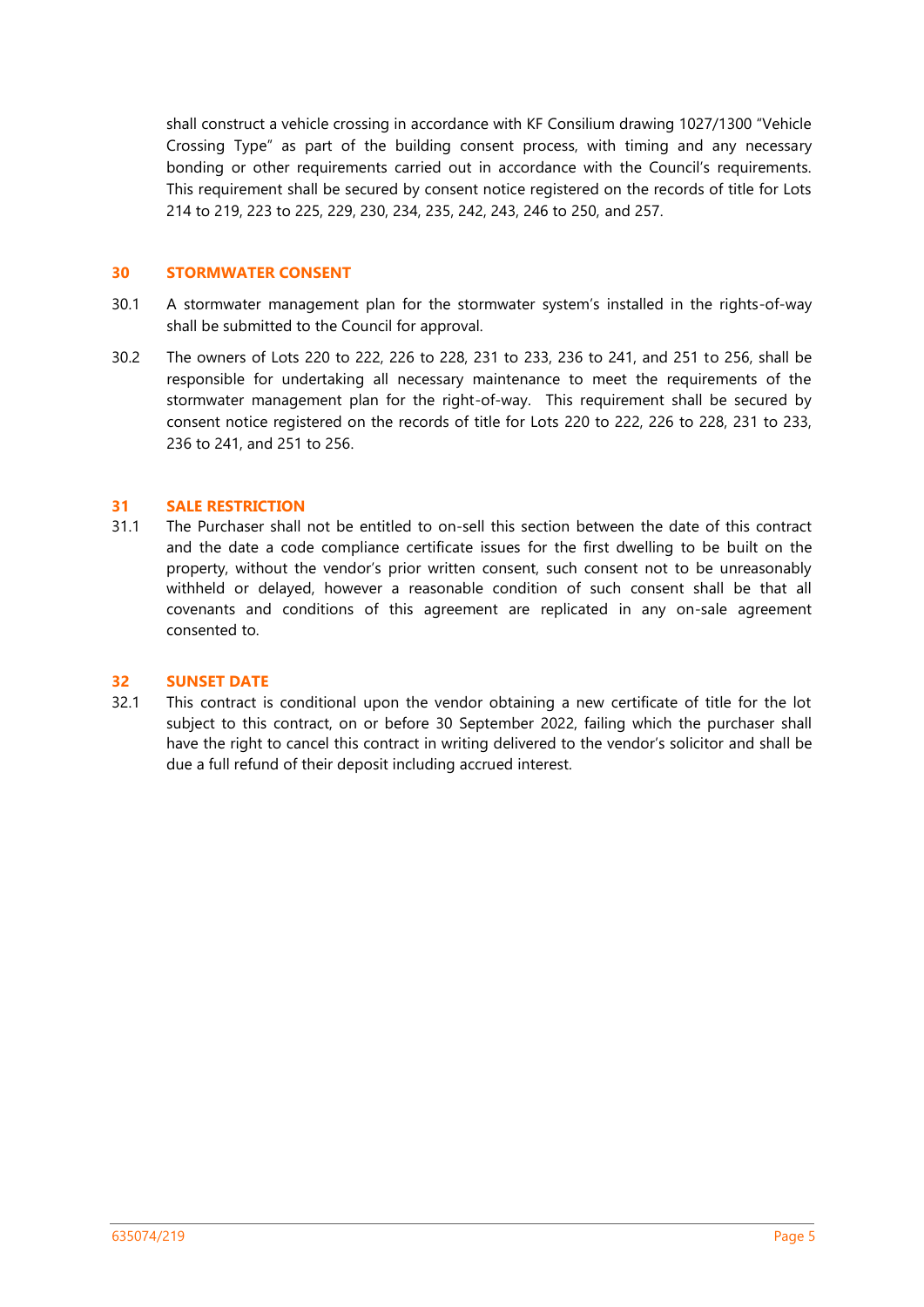shall construct a vehicle crossing in accordance with KF Consilium drawing 1027/1300 "Vehicle Crossing Type" as part of the building consent process, with timing and any necessary bonding or other requirements carried out in accordance with the Council's requirements. This requirement shall be secured by consent notice registered on the records of title for Lots 214 to 219, 223 to 225, 229, 230, 234, 235, 242, 243, 246 to 250, and 257.

## 30 STORMWATER CONSENT

30.1 A stormwater management plan for the stormwater system's installed in the rights-of-way shall be submitted to the Council for approval.

30.2 The owners of Lots 220 to 222, 226 to 228, 231 to 233, 236 to 241, and 251 to 256, shall be responsible for undertaking all necessary maintenance to meet the requirements of the stormwater management plan for the right-of-way. This requirement shall be secured by consent notice registered on the records of title for Lots 220 to 222, 226 to 228, 231 to 233, 236 to 241, and 251 to 256.

## 31 SALE RESTRICTION

31.1 The Purchaser shall not be entitled to on-sell this section between the date of this contract and the date a code compliance certificate issues for the first dwelling to be built on the property, without the vendor's prior written consent, such consent not to be unreasonably withheld or delayed, however a reasonable condition of such consent shall be that all covenants and conditions of this agreement are replicated in any on-sale agreement consented to.

## 32 SUNSET DATE

32.1 This contract is conditional upon the vendor obtaining a new certificate of title for the lot subject to this contract, on or before 30 September 2022, failing which the purchaser shall have the right to cancel this contract in writing delivered to the vendor's solicitor and shall be due a full refund of their deposit including accrued interest.